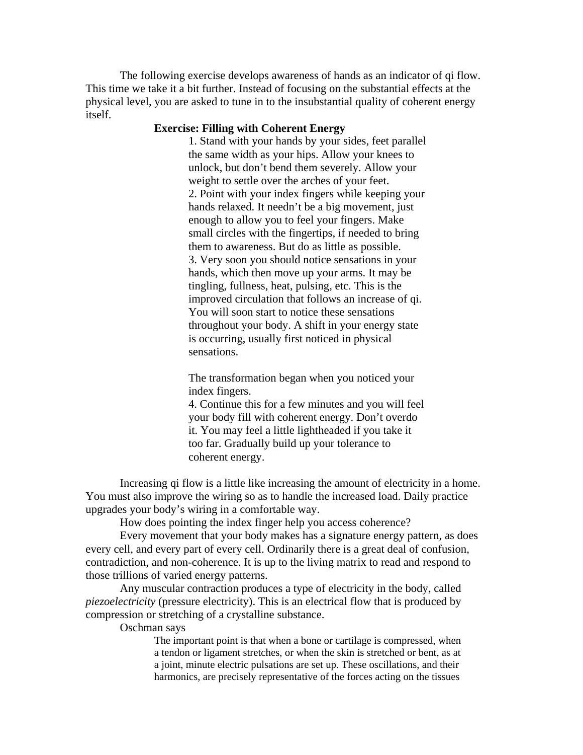The following exercise develops awareness of hands as an indicator of qi flow. This time we take it a bit further. Instead of focusing on the substantial effects at the physical level, you are asked to tune in to the insubstantial quality of coherent energy itself.

**Exercise: Filling with Coherent Energy**

1. Stand with your hands by your sides, feet parallel the same width as your hips. Allow your knees to unlock, but don't bend them severely. Allow your weight to settle over the arches of your feet.
2. Point with your index fingers while keeping your hands relaxed. It needn't be a big movement, just enough to allow you to feel your fingers. Make small circles with the fingertips, if needed to bring them to awareness. But do as little as possible.
3. Very soon you should notice sensations in your hands, which then move up your arms. It may be tingling, fullness, heat, pulsing, etc. This is the improved circulation that follows an increase of qi. You will soon start to notice these sensations throughout your body. A shift in your energy state is occurring, usually first noticed in physical sensations.

   The transformation began when you noticed your index fingers.
4. Continue this for a few minutes and you will feel your body fill with coherent energy. Don't overdo it. You may feel a little lightheaded if you take it too far. Gradually build up your tolerance to coherent energy.

Increasing qi flow is a little like increasing the amount of electricity in a home. You must also improve the wiring so as to handle the increased load. Daily practice upgrades your body's wiring in a comfortable way.

How does pointing the index finger help you access coherence?

Every movement that your body makes has a signature energy pattern, as does every cell, and every part of every cell. Ordinarily there is a great deal of confusion, contradiction, and non-coherence. It is up to the living matrix to read and respond to those trillions of varied energy patterns.

Any muscular contraction produces a type of electricity in the body, called *piezoelectricity* (pressure electricity). This is an electrical flow that is produced by compression or stretching of a crystalline substance.

Oschman says

> The important point is that when a bone or cartilage is compressed, when a tendon or ligament stretches, or when the skin is stretched or bent, as at a joint, minute electric pulsations are set up. These oscillations, and their harmonics, are precisely representative of the forces acting on the tissues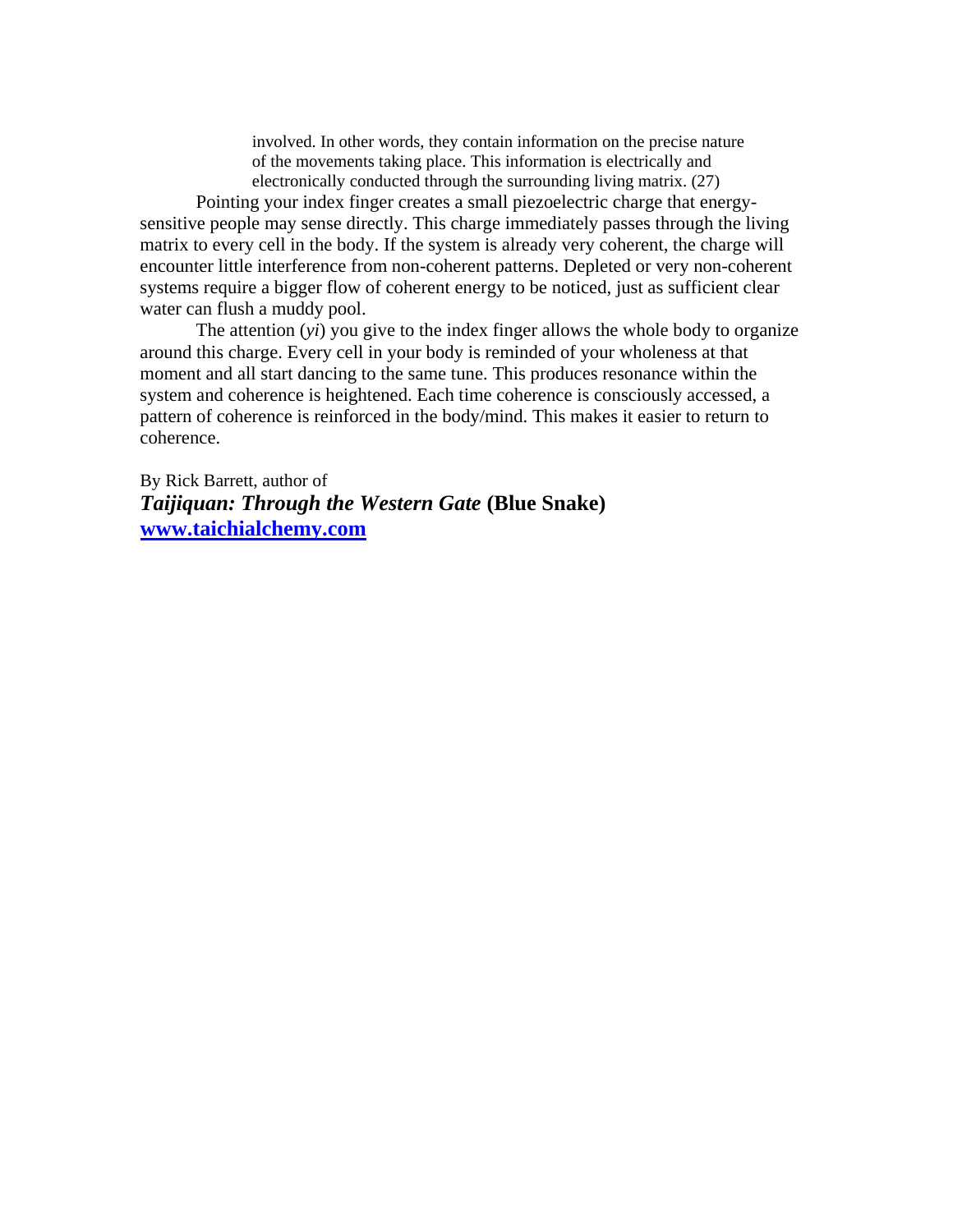> involved. In other words, they contain information on the precise nature of the movements taking place. This information is electrically and electronically conducted through the surrounding living matrix. (27)

Pointing your index finger creates a small piezoelectric charge that energy-sensitive people may sense directly. This charge immediately passes through the living matrix to every cell in the body. If the system is already very coherent, the charge will encounter little interference from non-coherent patterns. Depleted or very non-coherent systems require a bigger flow of coherent energy to be noticed, just as sufficient clear water can flush a muddy pool.

The attention (*yi*) you give to the index finger allows the whole body to organize around this charge. Every cell in your body is reminded of your wholeness at that moment and all start dancing to the same tune. This produces resonance within the system and coherence is heightened. Each time coherence is consciously accessed, a pattern of coherence is reinforced in the body/mind. This makes it easier to return to coherence.

By Rick Barrett, author of
***Taijiquan: Through the Western Gate* (Blue Snake)**
**[www.taichialchemy.com](http://www.taichialchemy.com)**